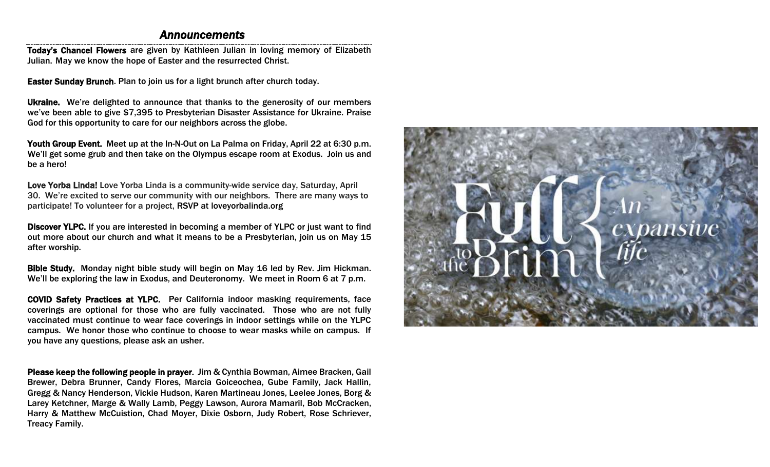## *Announcements*

**Today's Chancel Flowers** are given by Kathleen Julian in loving memory of Elizabeth Julian. May we know the hope of Easter and the resurrected Christ.

**Easter Sunday Brunch**. Plan to join us for a light brunch after church today.

**Ukraine.** We're delighted to announce that thanks to the generosity of our members we've been able to give $7,395 to Presbyterian Disaster Assistance for Ukraine. Praise God for this opportunity to care for our neighbors across the globe.

**Youth Group Event.** Meet up at the In-N-Out on La Palma on Friday, April 22 at 6:30 p.m. We'll get some grub and then take on the Olympus escape room at Exodus. Join us and be a hero!

**Love Yorba Linda!** Love Yorba Linda is a community-wide service day, Saturday, April 30. We're excited to serve our community with our neighbors. There are many ways to participate! To volunteer for a project, RSVP at loveyorbalinda.org

**Discover YLPC.** If you are interested in becoming a member of YLPC or just want to find out more about our church and what it means to be a Presbyterian, join us on May 15 after worship.

**Bible Study.** Monday night bible study will begin on May 16 led by Rev. Jim Hickman. We'll be exploring the law in Exodus, and Deuteronomy. We meet in Room 6 at 7 p.m.

**COVID Safety Practices at YLPC.** Per California indoor masking requirements, face coverings are optional for those who are fully vaccinated. Those who are not fully vaccinated must continue to wear face coverings in indoor settings while on the YLPC campus. We honor those who continue to choose to wear masks while on campus. If you have any questions, please ask an usher.

**Please keep the following people in prayer.** Jim & Cynthia Bowman, Aimee Bracken, Gail Brewer, Debra Brunner, Candy Flores, Marcia Goiceochea, Gube Family, Jack Hallin, Gregg & Nancy Henderson, Vickie Hudson, Karen Martineau Jones, Leelee Jones, Borg & Larey Ketchner, Marge & Wally Lamb, Peggy Lawson, Aurora Mamaril, Bob McCracken, Harry & Matthew McCuistion, Chad Moyer, Dixie Osborn, Judy Robert, Rose Schriever, Treacy Family.

Full to the Brim { An expansive life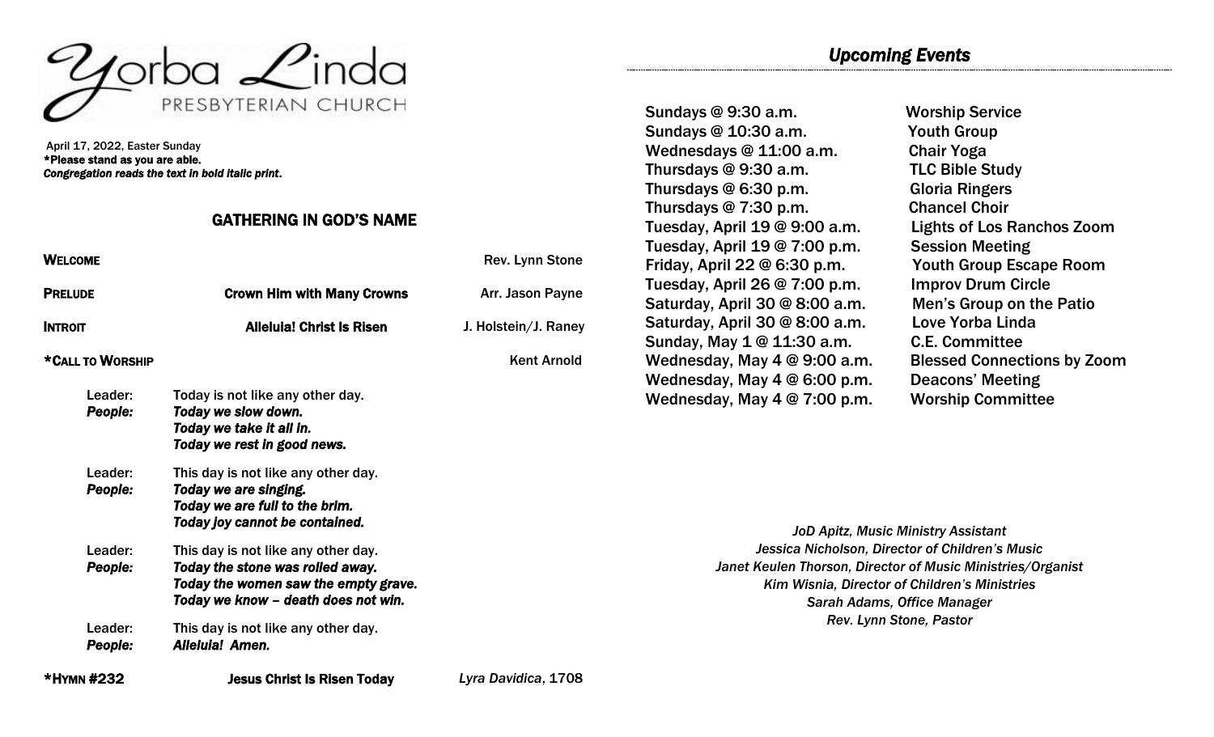# Yorba Linda Presbyterian Church

April 17, 2022, Easter Sunday
**\*Please stand as you are able.**
***Congregation reads the text in bold italic print.***

## GATHERING IN GOD'S NAME

**WELCOME** Rev. Lynn Stone

**PRELUDE** **Crown Him with Many Crowns** Arr. Jason Payne

**INTROIT** **Alleluia! Christ Is Risen** J. Holstein/J. Raney

**\*CALL TO WORSHIP** Kent Arnold

Leader: Today is not like any other day.
***People:*** ***Today we slow down.***
***Today we take it all in.***
***Today we rest in good news.***

Leader: This day is not like any other day.
***People:*** ***Today we are singing.***
***Today we are full to the brim.***
***Today joy cannot be contained.***

Leader: This day is not like any other day.
***People:*** ***Today the stone was rolled away.***
***Today the women saw the empty grave.***
***Today we know – death does not win.***

Leader: This day is not like any other day.
***People:*** ***Alleluia! Amen.***

**\*HYMN #232** **Jesus Christ Is Risen Today** *Lyra Davidica*, 1708

## *Upcoming Events*

| | |
|---|---|
| Sundays @ 9:30 a.m. | Worship Service |
| Sundays @ 10:30 a.m. | Youth Group |
| Wednesdays @ 11:00 a.m. | Chair Yoga |
| Thursdays @ 9:30 a.m. | TLC Bible Study |
| Thursdays @ 6:30 p.m. | Gloria Ringers |
| Thursdays @ 7:30 p.m. | Chancel Choir |
| Tuesday, April 19 @ 9:00 a.m. | Lights of Los Ranchos Zoom |
| Tuesday, April 19 @ 7:00 p.m. | Session Meeting |
| Friday, April 22 @ 6:30 p.m. | Youth Group Escape Room |
| Tuesday, April 26 @ 7:00 p.m. | Improv Drum Circle |
| Saturday, April 30 @ 8:00 a.m. | Men's Group on the Patio |
| Saturday, April 30 @ 8:00 a.m. | Love Yorba Linda |
| Sunday, May 1 @ 11:30 a.m. | C.E. Committee |
| Wednesday, May 4 @ 9:00 a.m. | Blessed Connections by Zoom |
| Wednesday, May 4 @ 6:00 p.m. | Deacons' Meeting |
| Wednesday, May 4 @ 7:00 p.m. | Worship Committee |

*JoD Apitz, Music Ministry Assistant*
*Jessica Nicholson, Director of Children's Music*
*Janet Keulen Thorson, Director of Music Ministries/Organist*
*Kim Wisnia, Director of Children's Ministries*
*Sarah Adams, Office Manager*
*Rev. Lynn Stone, Pastor*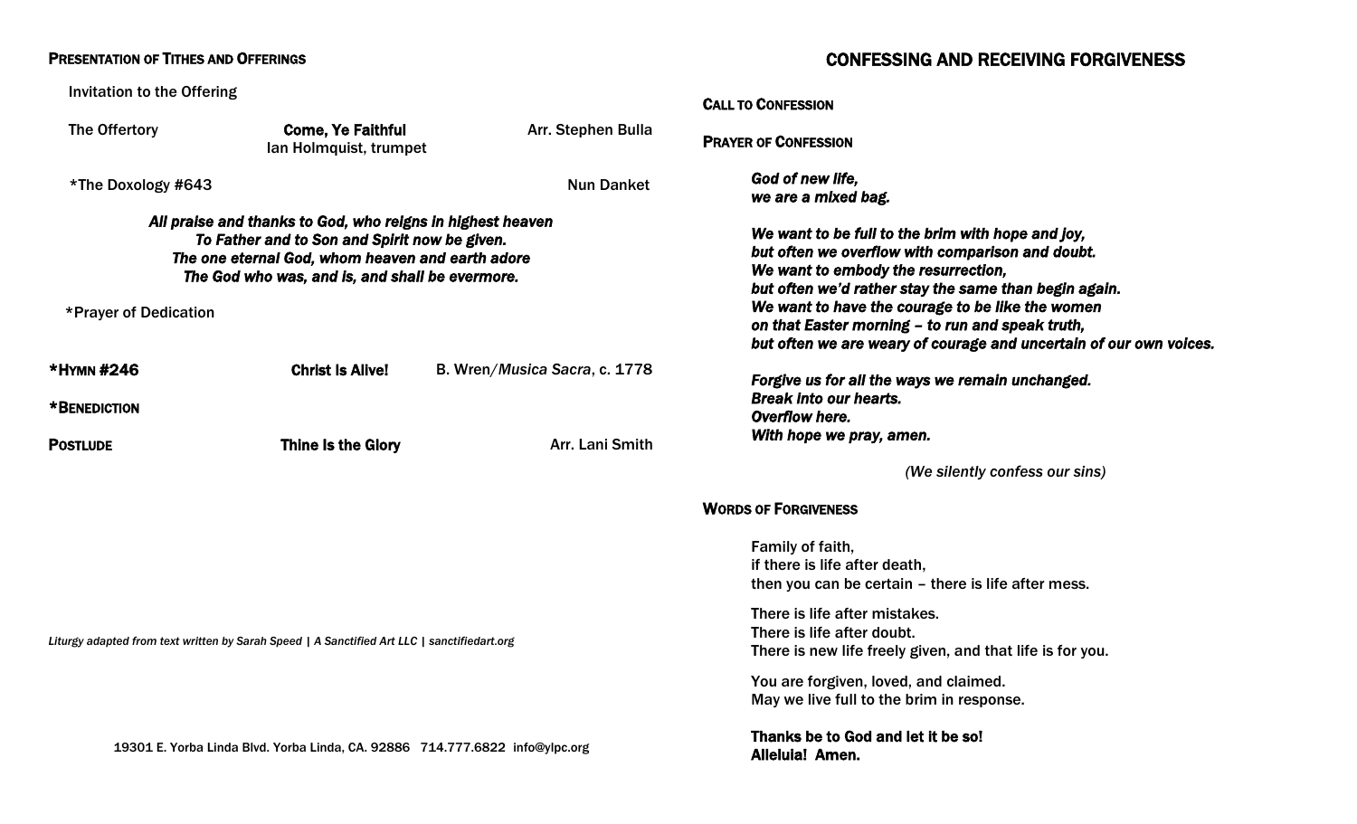**Presentation of Tithes and Offerings**

Invitation to the Offering

The Offertory — **Come, Ye Faithful** — Arr. Stephen Bulla
Ian Holmquist, trumpet

*The Doxology #643 — Nun Danket

***All praise and thanks to God, who reigns in highest heaven***
***To Father and to Son and Spirit now be given.***
***The one eternal God, whom heaven and earth adore***
***The God who was, and is, and shall be evermore.***

*Prayer of Dedication

***Hymn #246** — **Christ Is Alive!** — B. Wren/*Musica Sacra*, c. 1778

***Benediction**

**Postlude** — **Thine Is the Glory** — Arr. Lani Smith

*Liturgy adapted from text written by Sarah Speed | A Sanctified Art LLC | sanctifiedart.org*

19301 E. Yorba Linda Blvd. Yorba Linda, CA. 92886 714.777.6822 info@ylpc.org

## CONFESSING AND RECEIVING FORGIVENESS

**Call to Confession**

**Prayer of Confession**

***God of new life,***
***we are a mixed bag.***

***We want to be full to the brim with hope and joy,***
***but often we overflow with comparison and doubt.***
***We want to embody the resurrection,***
***but often we'd rather stay the same than begin again.***
***We want to have the courage to be like the women***
***on that Easter morning – to run and speak truth,***
***but often we are weary of courage and uncertain of our own voices.***

***Forgive us for all the ways we remain unchanged.***
***Break into our hearts.***
***Overflow here.***
***With hope we pray, amen.***

*(We silently confess our sins)*

**Words of Forgiveness**

Family of faith,
if there is life after death,
then you can be certain – there is life after mess.

There is life after mistakes.
There is life after doubt.
There is new life freely given, and that life is for you.

You are forgiven, loved, and claimed.
May we live full to the brim in response.

**Thanks be to God and let it be so!**
**Alleluia! Amen.**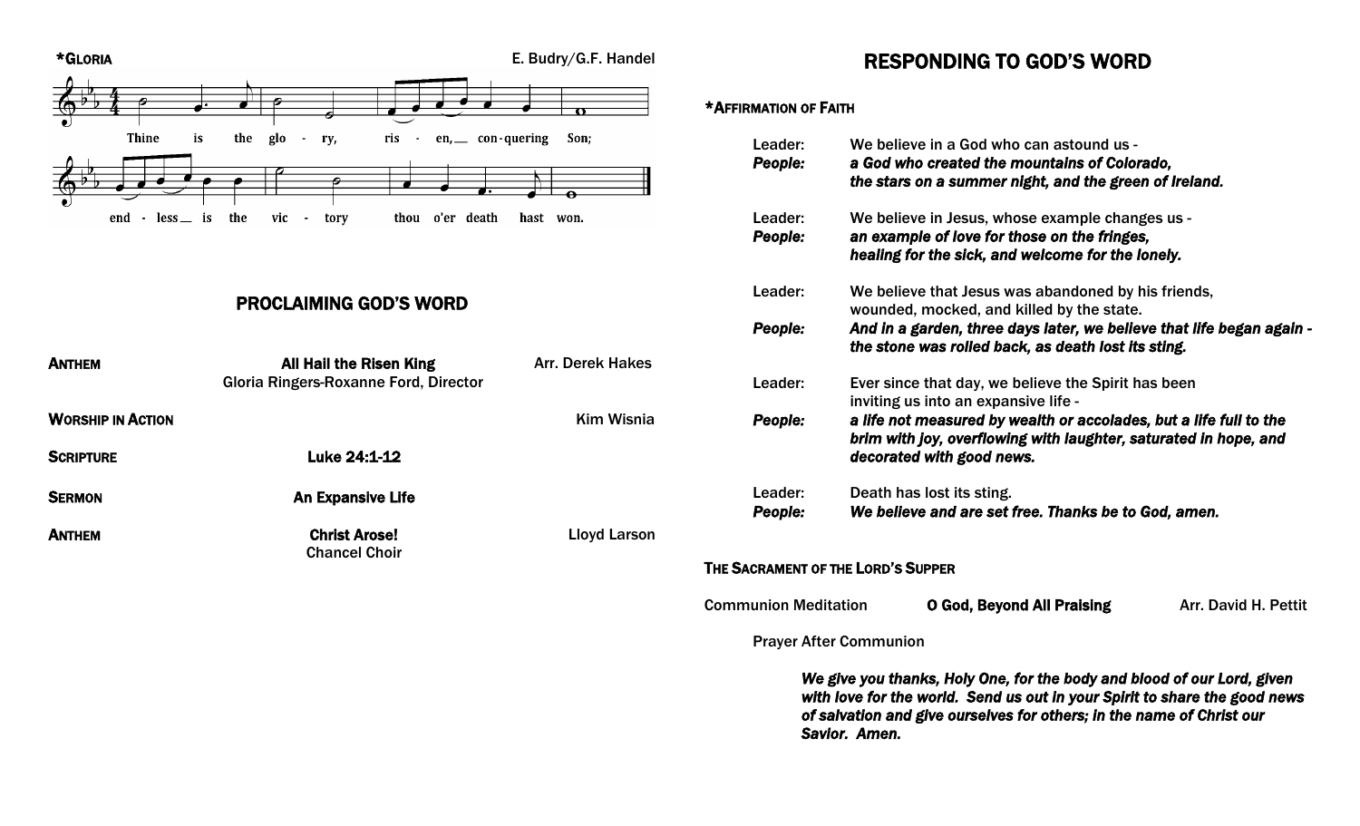*GLORIA — E. Budry/G.F. Handel

Thine is the glo - ry, ris - en, con - quering Son;
end - less is the vic - tory thou o'er death hast won.

## PROCLAIMING GOD'S WORD

**ANTHEM** — **All Hail the Risen King** — Arr. Derek Hakes
Gloria Ringers-Roxanne Ford, Director

**WORSHIP IN ACTION** — Kim Wisnia

**SCRIPTURE** — **Luke 24:1-12**

**SERMON** — **An Expansive Life**

**ANTHEM** — **Christ Arose!** — Lloyd Larson
Chancel Choir

## RESPONDING TO GOD'S WORD

**\*AFFIRMATION OF FAITH**

Leader: We believe in a God who can astound us -
*People:* ***a God who created the mountains of Colorado, the stars on a summer night, and the green of Ireland.***

Leader: We believe in Jesus, whose example changes us -
*People:* ***an example of love for those on the fringes, healing for the sick, and welcome for the lonely.***

Leader: We believe that Jesus was abandoned by his friends, wounded, mocked, and killed by the state.
*People:* ***And in a garden, three days later, we believe that life began again - the stone was rolled back, as death lost its sting.***

Leader: Ever since that day, we believe the Spirit has been inviting us into an expansive life -
*People:* ***a life not measured by wealth or accolades, but a life full to the brim with joy, overflowing with laughter, saturated in hope, and decorated with good news.***

Leader: Death has lost its sting.
*People:* ***We believe and are set free. Thanks be to God, amen.***

**THE SACRAMENT OF THE LORD'S SUPPER**

Communion Meditation — **O God, Beyond All Praising** — Arr. David H. Pettit

Prayer After Communion

***We give you thanks, Holy One, for the body and blood of our Lord, given with love for the world. Send us out in your Spirit to share the good news of salvation and give ourselves for others; in the name of Christ our Savior. Amen.***